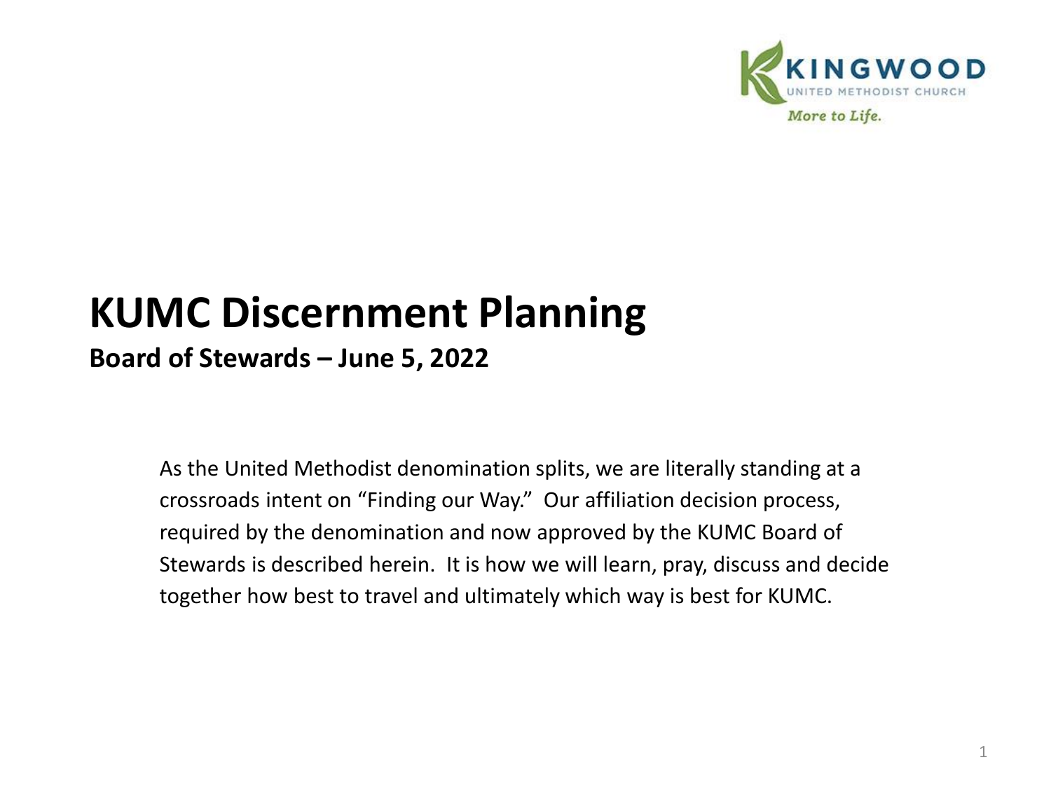# KUMC Discernment Planning

**Board of Stewards – June 5, 2022**

As the United Methodist denomination splits, we are literally standing at a crossroads intent on "Finding our Way." Our affiliation decision process, required by the denomination and now approved by the KUMC Board of Stewards is described herein. It is how we will learn, pray, discuss and decide together how best to travel and ultimately which way is best for KUMC.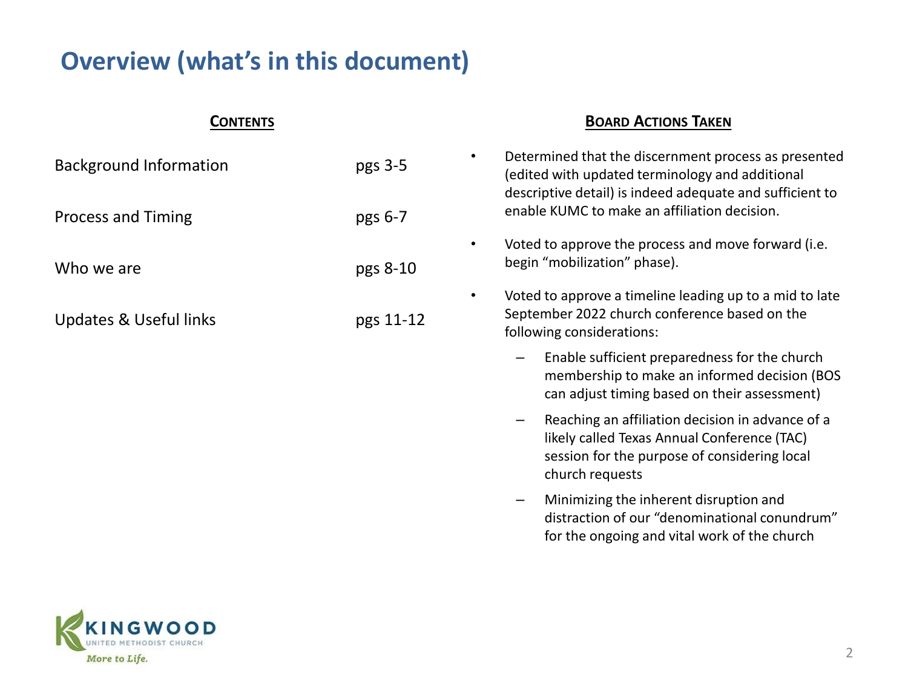# Overview (what's in this document)

## Contents

| | |
|---|---|
| Background Information | pgs 3-5 |
| Process and Timing | pgs 6-7 |
| Who we are | pgs 8-10 |
| Updates & Useful links | pgs 11-12 |

## Board Actions Taken

- Determined that the discernment process as presented (edited with updated terminology and additional descriptive detail) is indeed adequate and sufficient to enable KUMC to make an affiliation decision.
- Voted to approve the process and move forward (i.e. begin "mobilization" phase).
- Voted to approve a timeline leading up to a mid to late September 2022 church conference based on the following considerations:
  - Enable sufficient preparedness for the church membership to make an informed decision (BOS can adjust timing based on their assessment)
  - Reaching an affiliation decision in advance of a likely called Texas Annual Conference (TAC) session for the purpose of considering local church requests
  - Minimizing the inherent disruption and distraction of our "denominational conundrum" for the ongoing and vital work of the church

KINGWOOD UNITED METHODIST CHURCH
*More to Life.*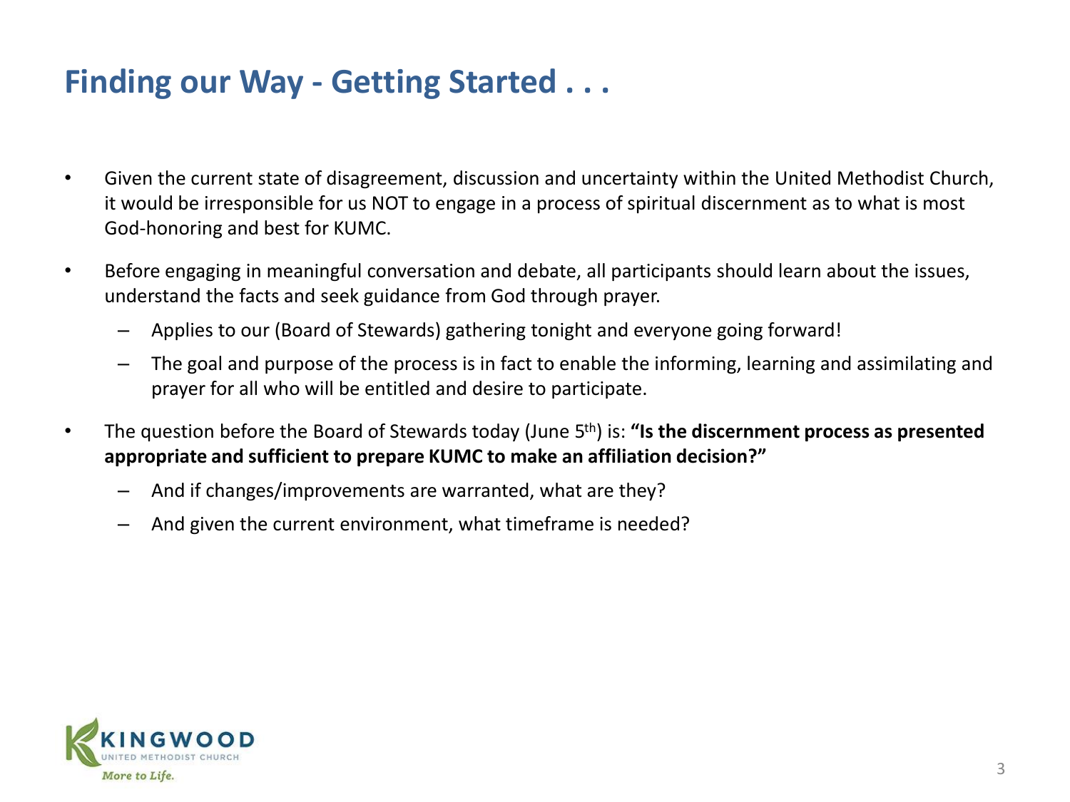# Finding our Way - Getting Started . . .

- Given the current state of disagreement, discussion and uncertainty within the United Methodist Church, it would be irresponsible for us NOT to engage in a process of spiritual discernment as to what is most God-honoring and best for KUMC.
- Before engaging in meaningful conversation and debate, all participants should learn about the issues, understand the facts and seek guidance from God through prayer.
  - Applies to our (Board of Stewards) gathering tonight and everyone going forward!
  - The goal and purpose of the process is in fact to enable the informing, learning and assimilating and prayer for all who will be entitled and desire to participate.
- The question before the Board of Stewards today (June 5th) is: **"Is the discernment process as presented appropriate and sufficient to prepare KUMC to make an affiliation decision?"**
  - And if changes/improvements are warranted, what are they?
  - And given the current environment, what timeframe is needed?

KINGWOOD UNITED METHODIST CHURCH

*More to Life.*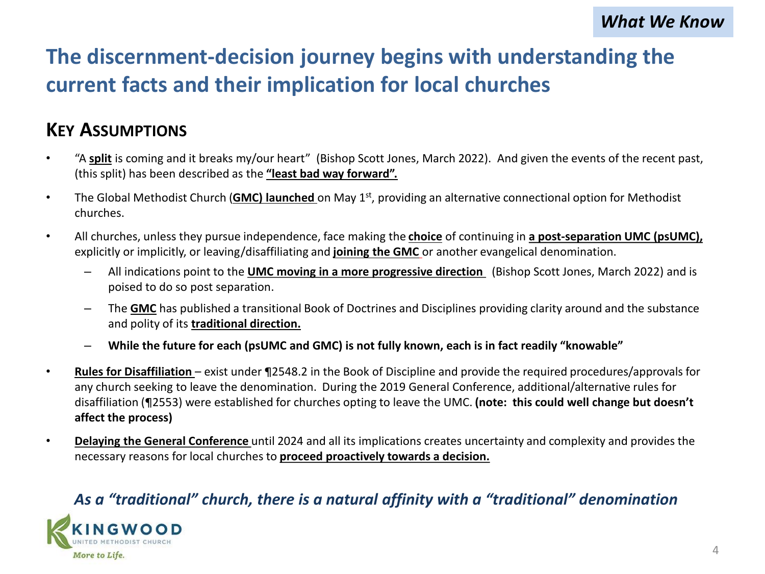*What We Know*

# The discernment-decision journey begins with understanding the current facts and their implication for local churches

## Key Assumptions

- "A **split** is coming and it breaks my/our heart" (Bishop Scott Jones, March 2022). And given the events of the recent past, (this split) has been described as the **"least bad way forward".**
- The Global Methodist Church (**GMC) launched** on May 1st, providing an alternative connectional option for Methodist churches.
- All churches, unless they pursue independence, face making the **choice** of continuing in **a post-separation UMC (psUMC),** explicitly or implicitly, or leaving/disaffiliating and **joining the GMC** or another evangelical denomination.
  - All indications point to the **UMC moving in a more progressive direction** (Bishop Scott Jones, March 2022) and is poised to do so post separation.
  - The **GMC** has published a transitional Book of Doctrines and Disciplines providing clarity around and the substance and polity of its **traditional direction.**
  - **While the future for each (psUMC and GMC) is not fully known, each is in fact readily "knowable"**
- **Rules for Disaffiliation** – exist under ¶2548.2 in the Book of Discipline and provide the required procedures/approvals for any church seeking to leave the denomination. During the 2019 General Conference, additional/alternative rules for disaffiliation (¶2553) were established for churches opting to leave the UMC. **(note: this could well change but doesn't affect the process)**
- **Delaying the General Conference** until 2024 and all its implications creates uncertainty and complexity and provides the necessary reasons for local churches to **proceed proactively towards a decision.**

***As a "traditional" church, there is a natural affinity with a "traditional" denomination***

KINGWOOD UNITED METHODIST CHURCH
*More to Life.*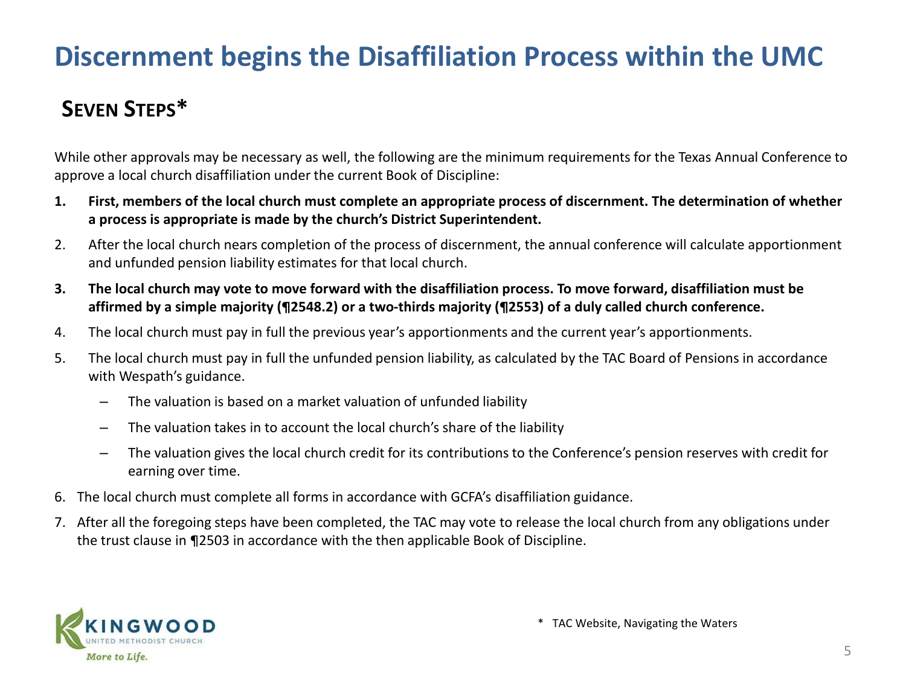# Discernment begins the Disaffiliation Process within the UMC

## Seven Steps*

While other approvals may be necessary as well, the following are the minimum requirements for the Texas Annual Conference to approve a local church disaffiliation under the current Book of Discipline:

1. **First, members of the local church must complete an appropriate process of discernment. The determination of whether a process is appropriate is made by the church's District Superintendent.**
2. After the local church nears completion of the process of discernment, the annual conference will calculate apportionment and unfunded pension liability estimates for that local church.
3. **The local church may vote to move forward with the disaffiliation process. To move forward, disaffiliation must be affirmed by a simple majority (¶2548.2) or a two-thirds majority (¶2553) of a duly called church conference.**
4. The local church must pay in full the previous year's apportionments and the current year's apportionments.
5. The local church must pay in full the unfunded pension liability, as calculated by the TAC Board of Pensions in accordance with Wespath's guidance.
   - The valuation is based on a market valuation of unfunded liability
   - The valuation takes in to account the local church's share of the liability
   - The valuation gives the local church credit for its contributions to the Conference's pension reserves with credit for earning over time.
6. The local church must complete all forms in accordance with GCFA's disaffiliation guidance.
7. After all the foregoing steps have been completed, the TAC may vote to release the local church from any obligations under the trust clause in ¶2503 in accordance with the then applicable Book of Discipline.

KINGWOOD UNITED METHODIST CHURCH *More to Life.*

\* TAC Website, Navigating the Waters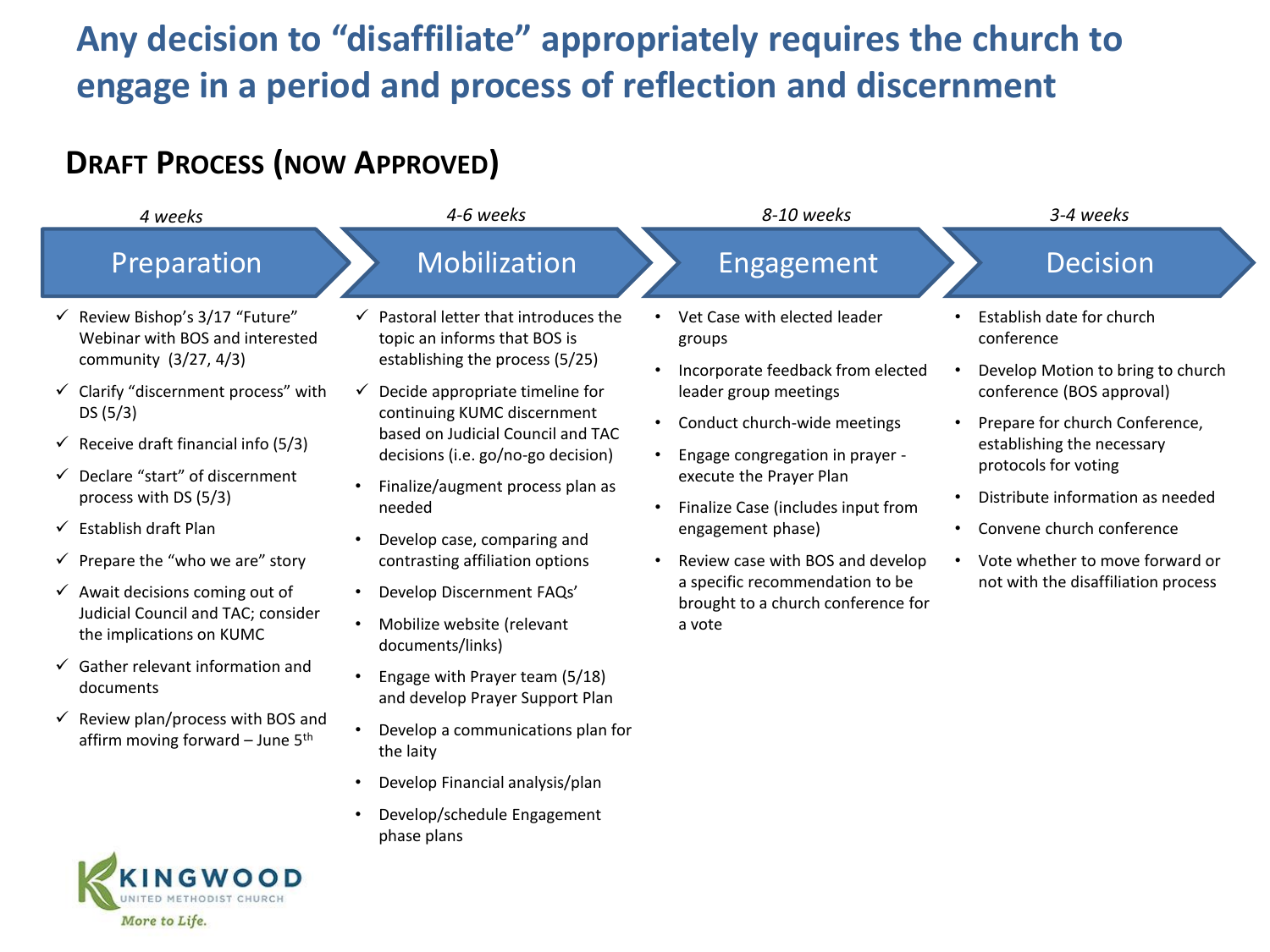# Any decision to "disaffiliate" appropriately requires the church to engage in a period and process of reflection and discernment

## Draft Process (now Approved)

### Preparation
*4 weeks*

- ✓ Review Bishop's 3/17 "Future" Webinar with BOS and interested community (3/27, 4/3)
- ✓ Clarify "discernment process" with DS (5/3)
- ✓ Receive draft financial info (5/3)
- ✓ Declare "start" of discernment process with DS (5/3)
- ✓ Establish draft Plan
- ✓ Prepare the "who we are" story
- ✓ Await decisions coming out of Judicial Council and TAC; consider the implications on KUMC
- ✓ Gather relevant information and documents
- ✓ Review plan/process with BOS and affirm moving forward – June 5th

### Mobilization
*4-6 weeks*

- ✓ Pastoral letter that introduces the topic an informs that BOS is establishing the process (5/25)
- ✓ Decide appropriate timeline for continuing KUMC discernment based on Judicial Council and TAC decisions (i.e. go/no-go decision)
- Finalize/augment process plan as needed
- Develop case, comparing and contrasting affiliation options
- Develop Discernment FAQs'
- Mobilize website (relevant documents/links)
- Engage with Prayer team (5/18) and develop Prayer Support Plan
- Develop a communications plan for the laity
- Develop Financial analysis/plan
- Develop/schedule Engagement phase plans

### Engagement
*8-10 weeks*

- Vet Case with elected leader groups
- Incorporate feedback from elected leader group meetings
- Conduct church-wide meetings
- Engage congregation in prayer - execute the Prayer Plan
- Finalize Case (includes input from engagement phase)
- Review case with BOS and develop a specific recommendation to be brought to a church conference for a vote

### Decision
*3-4 weeks*

- Establish date for church conference
- Develop Motion to bring to church conference (BOS approval)
- Prepare for church Conference, establishing the necessary protocols for voting
- Distribute information as needed
- Convene church conference
- Vote whether to move forward or not with the disaffiliation process

KINGWOOD UNITED METHODIST CHURCH
*More to Life.*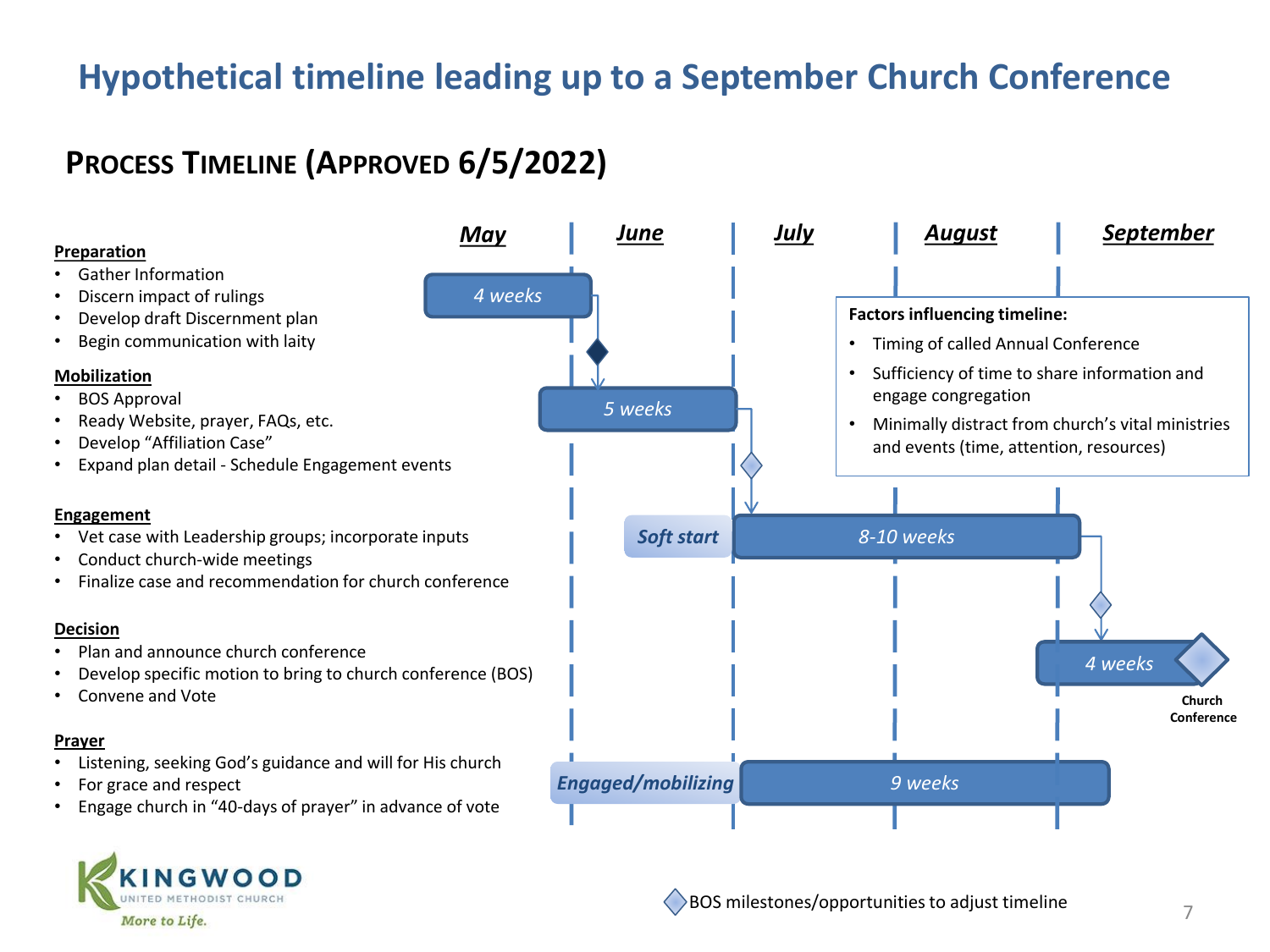# Hypothetical timeline leading up to a September Church Conference

## PROCESS TIMELINE (APPROVED 6/5/2022)

**Preparation**

- Gather Information
- Discern impact of rulings
- Develop draft Discernment plan
- Begin communication with laity

**Mobilization**

- BOS Approval
- Ready Website, prayer, FAQs, etc.
- Develop "Affiliation Case"
- Expand plan detail - Schedule Engagement events

**Engagement**

- Vet case with Leadership groups; incorporate inputs
- Conduct church-wide meetings
- Finalize case and recommendation for church conference

**Decision**

- Plan and announce church conference
- Develop specific motion to bring to church conference (BOS)
- Convene and Vote

**Prayer**

- Listening, seeking God's guidance and will for His church
- For grace and respect
- Engage church in "40-days of prayer" in advance of vote

| | May | June | July | August | September |
|---|---|---|---|---|---|
| Preparation | *4 weeks* | | | | |
| Mobilization | | *5 weeks* | | | |
| Engagement | | ***Soft start*** | *8-10 weeks* | | |
| Decision | | | | | *4 weeks* → Church Conference |
| Prayer | | ***Engaged/mobilizing*** | *9 weeks* | | |

**Factors influencing timeline:**

- Timing of called Annual Conference
- Sufficiency of time to share information and engage congregation
- Minimally distract from church's vital ministries and events (time, attention, resources)

◇ BOS milestones/opportunities to adjust timeline

KINGWOOD UNITED METHODIST CHURCH

*More to Life.*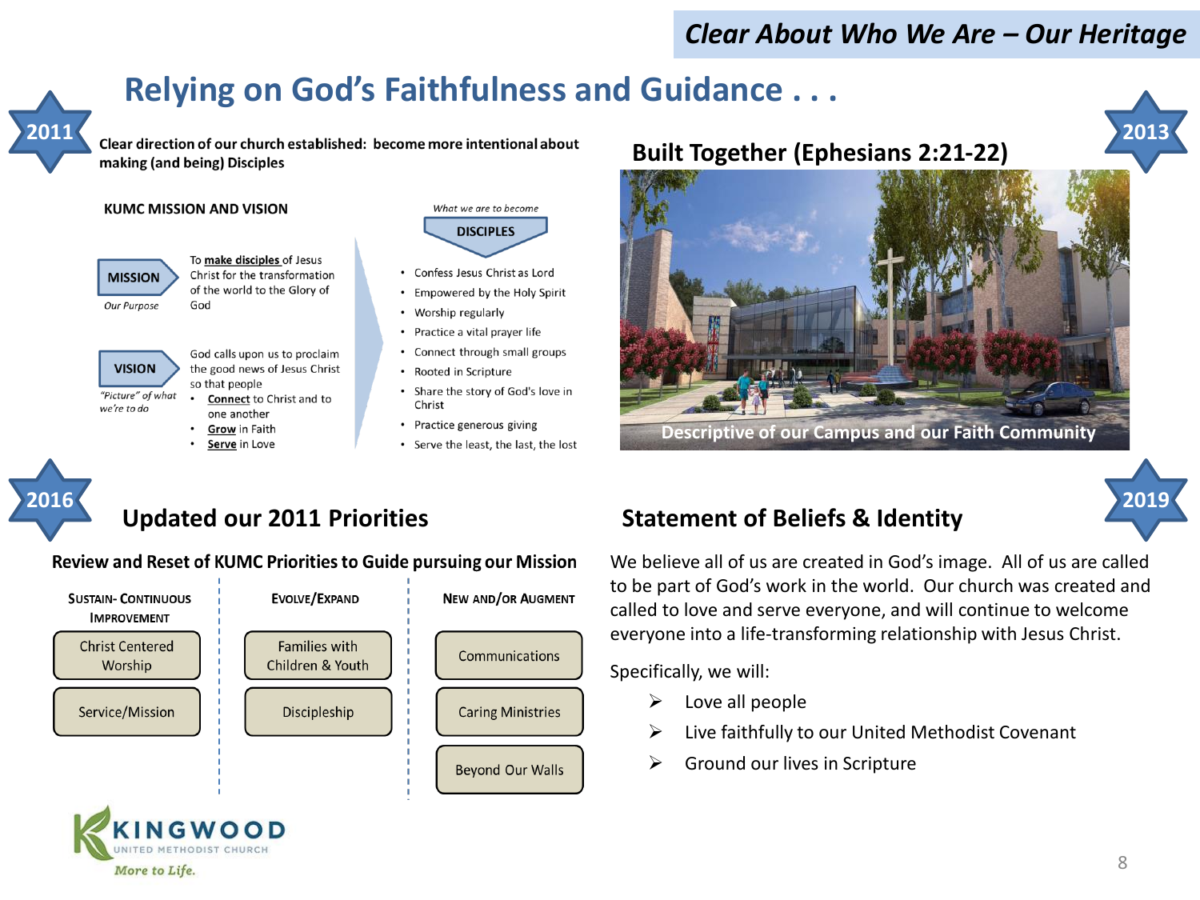# Clear About Who We Are – Our Heritage

## Relying on God's Faithfulness and Guidance . . .

### 2011

**Clear direction of our church established: become more intentional about making (and being) Disciples**

**KUMC MISSION AND VISION**

**MISSION** — *Our Purpose*

To **make disciples** of Jesus Christ for the transformation of the world to the Glory of God

**VISION** — *"Picture" of what we're to do*

God calls upon us to proclaim the good news of Jesus Christ so that people

- **Connect** to Christ and to one another
- **Grow** in Faith
- **Serve** in Love

*What we are to become*

**DISCIPLES**

- Confess Jesus Christ as Lord
- Empowered by the Holy Spirit
- Worship regularly
- Practice a vital prayer life
- Connect through small groups
- Rooted in Scripture
- Share the story of God's love in Christ
- Practice generous giving
- Serve the least, the last, the lost

### 2013

## Built Together (Ephesians 2:21-22)

Descriptive of our Campus and our Faith Community

### 2016

## Updated our 2011 Priorities

**Review and Reset of KUMC Priorities to Guide pursuing our Mission**

| Sustain- Continuous Improvement | Evolve/Expand | New and/or Augment |
|---|---|---|
| Christ Centered Worship | Families with Children & Youth | Communications |
| Service/Mission | Discipleship | Caring Ministries |
| | | Beyond Our Walls |

### 2019

## Statement of Beliefs & Identity

We believe all of us are created in God's image. All of us are called to be part of God's work in the world. Our church was created and called to love and serve everyone, and will continue to welcome everyone into a life-transforming relationship with Jesus Christ.

Specifically, we will:

- Love all people
- Live faithfully to our United Methodist Covenant
- Ground our lives in Scripture

KINGWOOD UNITED METHODIST CHURCH

*More to Life.*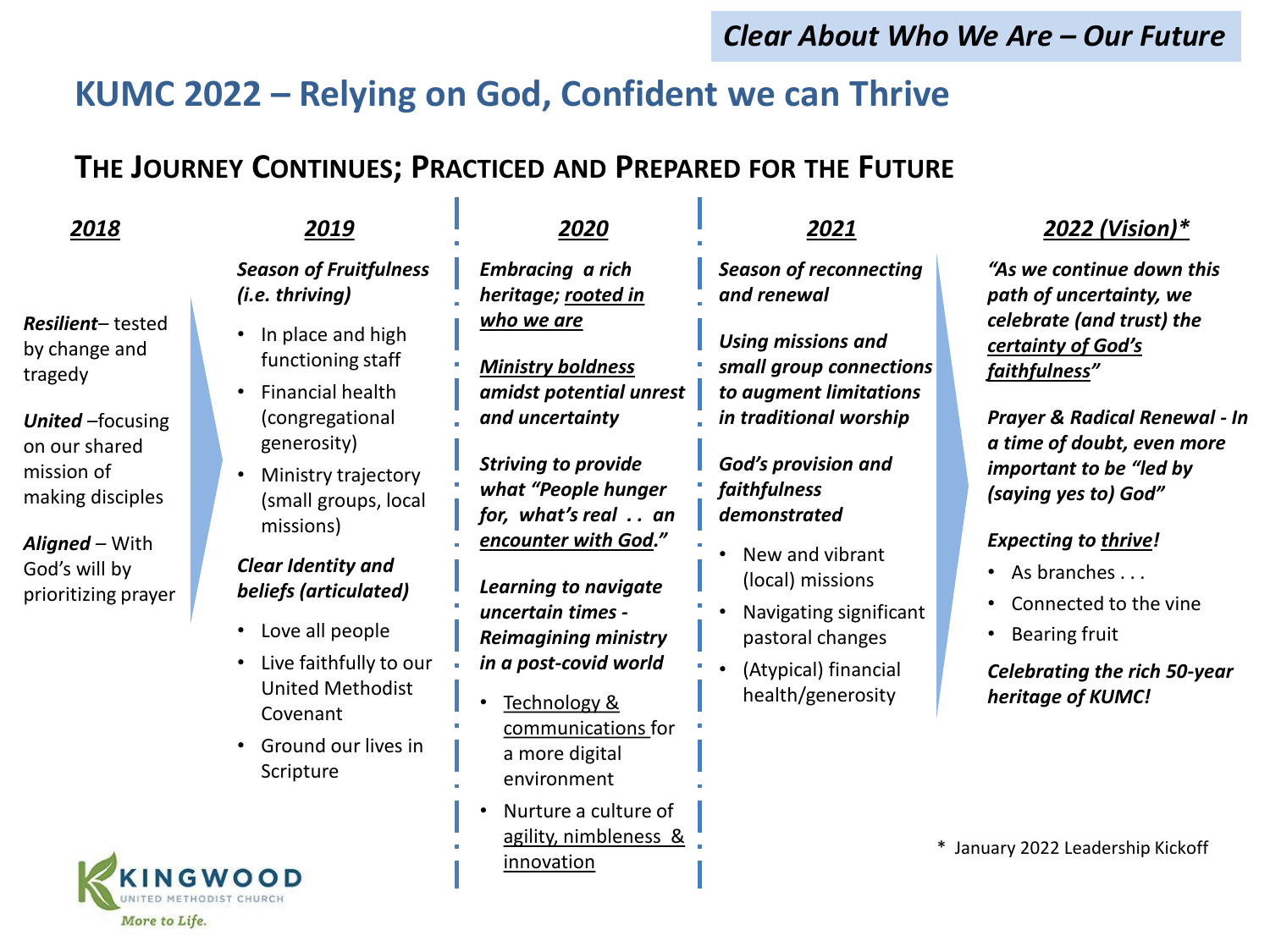*Clear About Who We Are – Our Future*

# KUMC 2022 – Relying on God, Confident we can Thrive

## THE JOURNEY CONTINUES; PRACTICED AND PREPARED FOR THE FUTURE

### 2018

***Resilient***– tested by change and tragedy

***United*** –focusing on our shared mission of making disciples

***Aligned*** – With God's will by prioritizing prayer

### 2019

***Season of Fruitfulness (i.e. thriving)***

- In place and high functioning staff
- Financial health (congregational generosity)
- Ministry trajectory (small groups, local missions)

***Clear Identity and beliefs (articulated)***

- Love all people
- Live faithfully to our United Methodist Covenant
- Ground our lives in Scripture

### 2020

***Embracing a rich heritage; <u>rooted in who we are</u>***

***<u>Ministry boldness</u> amidst potential unrest and uncertainty***

***Striving to provide what "People hunger for, what's real . . an <u>encounter with God</u>."***

***Learning to navigate uncertain times - Reimagining ministry in a post-covid world***

- <u>Technology & communications</u> for a more digital environment
- Nurture a culture of <u>agility, nimbleness & innovation</u>

### 2021

***Season of reconnecting and renewal***

***Using missions and small group connections to augment limitations in traditional worship***

***God's provision and faithfulness demonstrated***

- New and vibrant (local) missions
- Navigating significant pastoral changes
- (Atypical) financial health/generosity

### 2022 (Vision)*

***"As we continue down this path of uncertainty, we celebrate (and trust) the <u>certainty of God's faithfulness</u>"***

***Prayer & Radical Renewal - In a time of doubt, even more important to be "led by (saying yes to) God"***

***Expecting to <u>thrive</u>!***

- As branches . . .
- Connected to the vine
- Bearing fruit

***Celebrating the rich 50-year heritage of KUMC!***

\* January 2022 Leadership Kickoff

KINGWOOD UNITED METHODIST CHURCH
*More to Life.*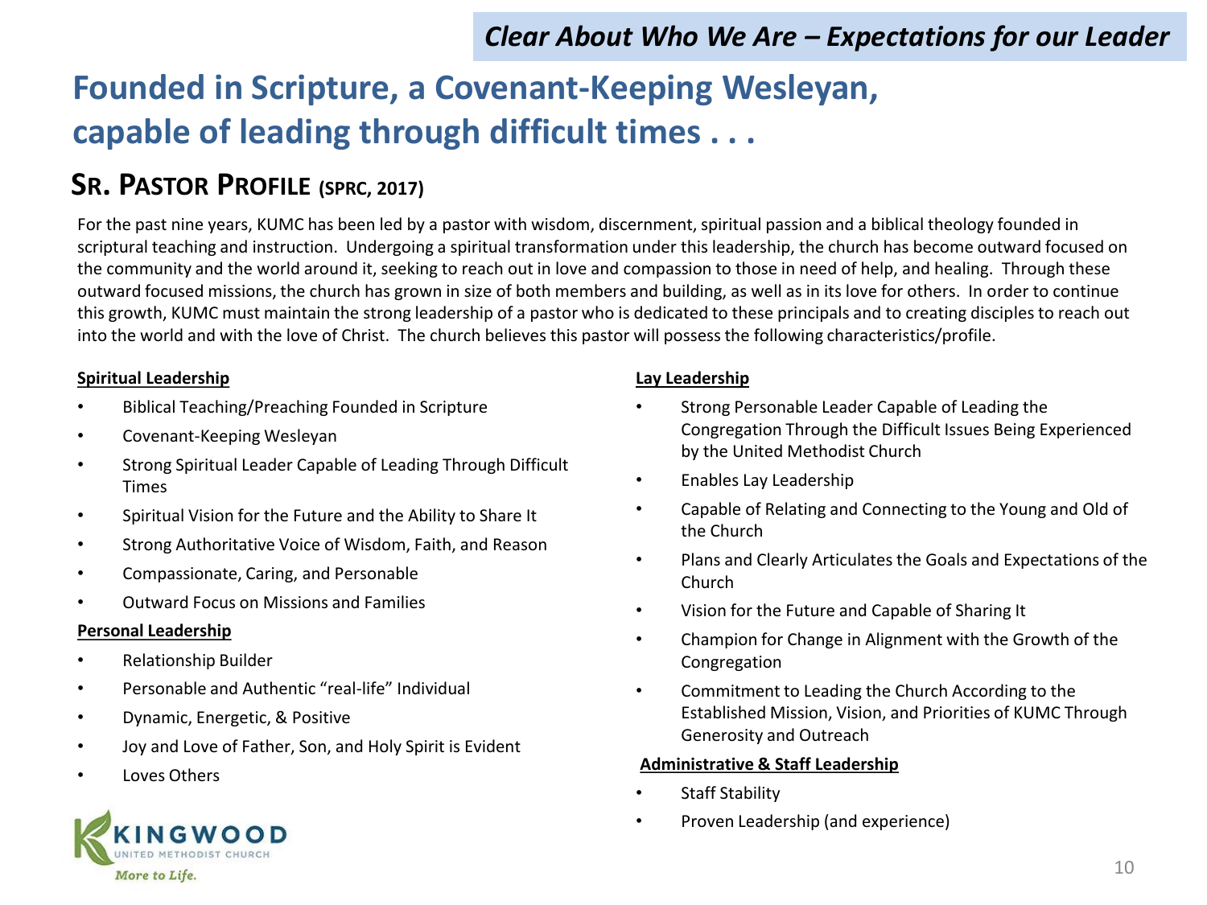*Clear About Who We Are – Expectations for our Leader*

# Founded in Scripture, a Covenant-Keeping Wesleyan, capable of leading through difficult times . . .

## Sr. Pastor Profile (SPRC, 2017)

For the past nine years, KUMC has been led by a pastor with wisdom, discernment, spiritual passion and a biblical theology founded in scriptural teaching and instruction. Undergoing a spiritual transformation under this leadership, the church has become outward focused on the community and the world around it, seeking to reach out in love and compassion to those in need of help, and healing. Through these outward focused missions, the church has grown in size of both members and building, as well as in its love for others. In order to continue this growth, KUMC must maintain the strong leadership of a pastor who is dedicated to these principals and to creating disciples to reach out into the world and with the love of Christ. The church believes this pastor will possess the following characteristics/profile.

**Spiritual Leadership**

- Biblical Teaching/Preaching Founded in Scripture
- Covenant-Keeping Wesleyan
- Strong Spiritual Leader Capable of Leading Through Difficult Times
- Spiritual Vision for the Future and the Ability to Share It
- Strong Authoritative Voice of Wisdom, Faith, and Reason
- Compassionate, Caring, and Personable
- Outward Focus on Missions and Families

**Personal Leadership**

- Relationship Builder
- Personable and Authentic "real-life" Individual
- Dynamic, Energetic, & Positive
- Joy and Love of Father, Son, and Holy Spirit is Evident
- Loves Others

**Lay Leadership**

- Strong Personable Leader Capable of Leading the Congregation Through the Difficult Issues Being Experienced by the United Methodist Church
- Enables Lay Leadership
- Capable of Relating and Connecting to the Young and Old of the Church
- Plans and Clearly Articulates the Goals and Expectations of the Church
- Vision for the Future and Capable of Sharing It
- Champion for Change in Alignment with the Growth of the Congregation
- Commitment to Leading the Church According to the Established Mission, Vision, and Priorities of KUMC Through Generosity and Outreach

**Administrative & Staff Leadership**

- Staff Stability
- Proven Leadership (and experience)

KINGWOOD UNITED METHODIST CHURCH
*More to Life.*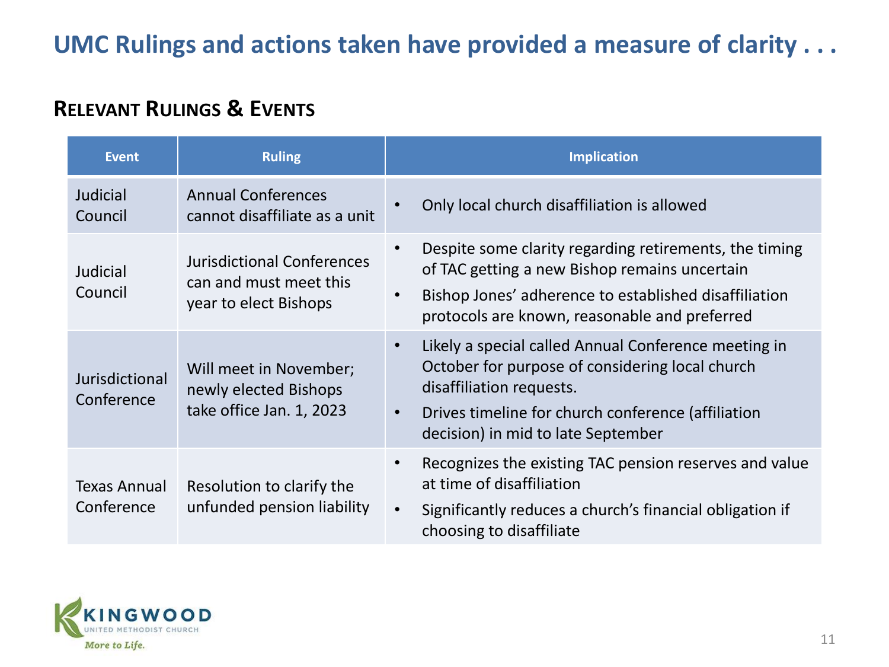# UMC Rulings and actions taken have provided a measure of clarity . . .

## Relevant Rulings & Events

| Event | Ruling | Implication |
|---|---|---|
| Judicial Council | Annual Conferences cannot disaffiliate as a unit | • Only local church disaffiliation is allowed |
| Judicial Council | Jurisdictional Conferences can and must meet this year to elect Bishops | • Despite some clarity regarding retirements, the timing of TAC getting a new Bishop remains uncertain<br>• Bishop Jones' adherence to established disaffiliation protocols are known, reasonable and preferred |
| Jurisdictional Conference | Will meet in November; newly elected Bishops take office Jan. 1, 2023 | • Likely a special called Annual Conference meeting in October for purpose of considering local church disaffiliation requests.<br>• Drives timeline for church conference (affiliation decision) in mid to late September |
| Texas Annual Conference | Resolution to clarify the unfunded pension liability | • Recognizes the existing TAC pension reserves and value at time of disaffiliation<br>• Significantly reduces a church's financial obligation if choosing to disaffiliate |

KINGWOOD UNITED METHODIST CHURCH

*More to Life.*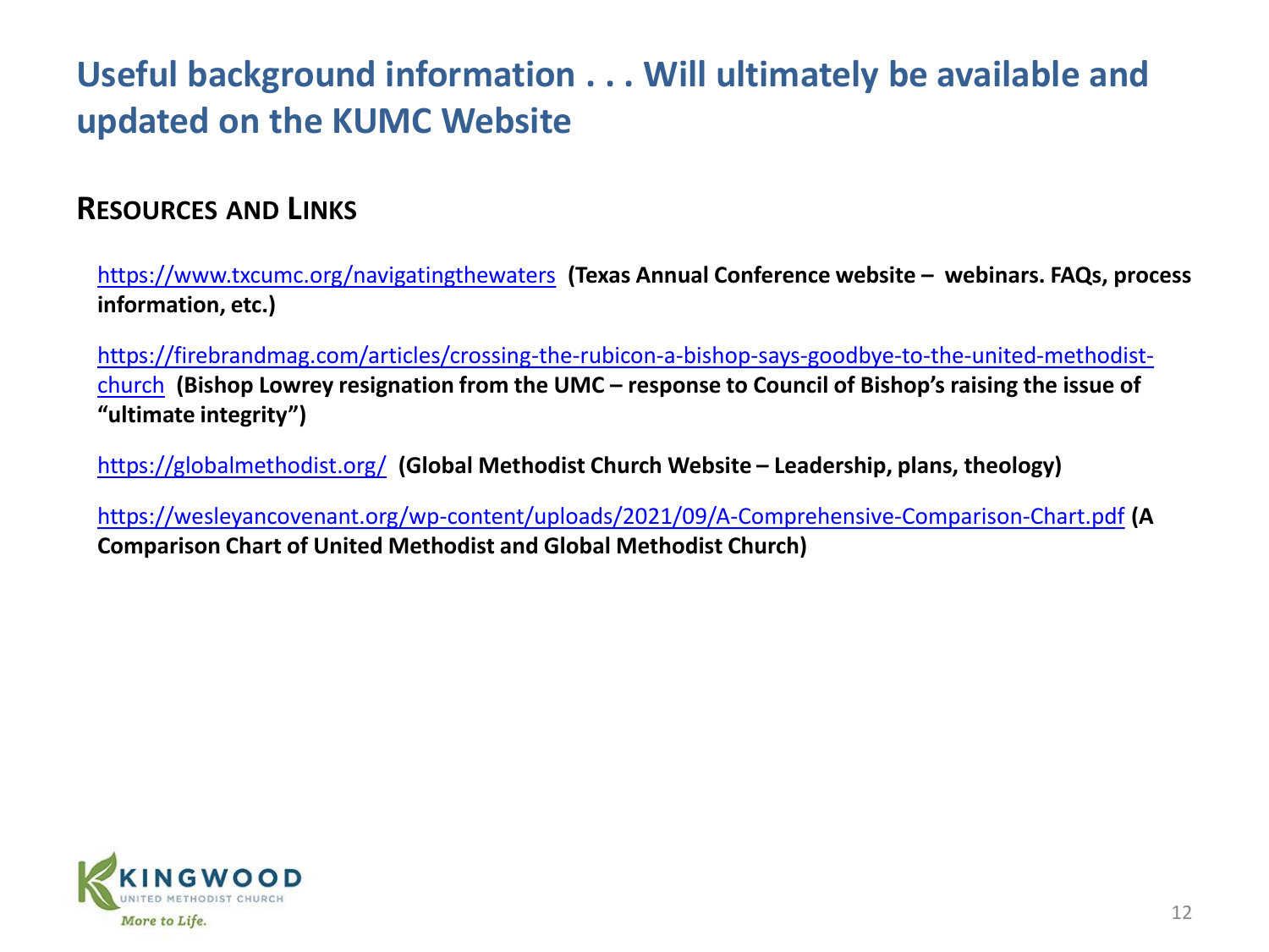# Useful background information . . . Will ultimately be available and updated on the KUMC Website

## RESOURCES AND LINKS

https://www.txcumc.org/navigatingthewaters **(Texas Annual Conference website – webinars. FAQs, process information, etc.)**

https://firebrandmag.com/articles/crossing-the-rubicon-a-bishop-says-goodbye-to-the-united-methodist-church **(Bishop Lowrey resignation from the UMC – response to Council of Bishop's raising the issue of "ultimate integrity")**

https://globalmethodist.org/ **(Global Methodist Church Website – Leadership, plans, theology)**

https://wesleyancovenant.org/wp-content/uploads/2021/09/A-Comprehensive-Comparison-Chart.pdf **(A Comparison Chart of United Methodist and Global Methodist Church)**

KINGWOOD UNITED METHODIST CHURCH
*More to Life.*